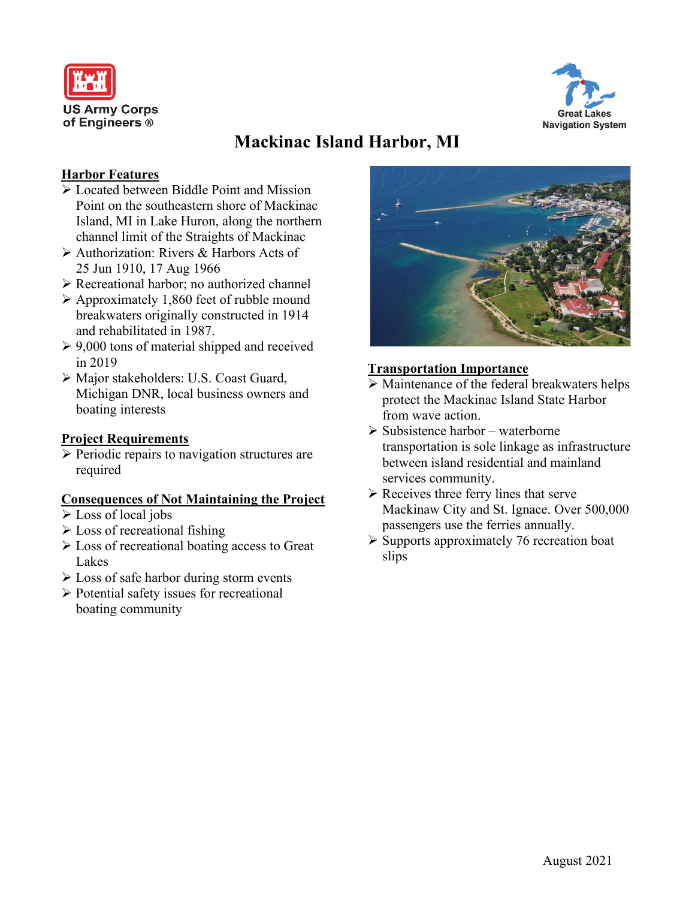US Army Corps of Engineers ®

Great Lakes Navigation System

# Mackinac Island Harbor, MI

## Harbor Features

- Located between Biddle Point and Mission Point on the southeastern shore of Mackinac Island, MI in Lake Huron, along the northern channel limit of the Straights of Mackinac
- Authorization: Rivers & Harbors Acts of 25 Jun 1910, 17 Aug 1966
- Recreational harbor; no authorized channel
- Approximately 1,860 feet of rubble mound breakwaters originally constructed in 1914 and rehabilitated in 1987.
- 9,000 tons of material shipped and received in 2019
- Major stakeholders: U.S. Coast Guard, Michigan DNR, local business owners and boating interests

## Project Requirements

- Periodic repairs to navigation structures are required

## Consequences of Not Maintaining the Project

- Loss of local jobs
- Loss of recreational fishing
- Loss of recreational boating access to Great Lakes
- Loss of safe harbor during storm events
- Potential safety issues for recreational boating community

## Transportation Importance

- Maintenance of the federal breakwaters helps protect the Mackinac Island State Harbor from wave action.
- Subsistence harbor – waterborne transportation is sole linkage as infrastructure between island residential and mainland services community.
- Receives three ferry lines that serve Mackinaw City and St. Ignace. Over 500,000 passengers use the ferries annually.
- Supports approximately 76 recreation boat slips

August 2021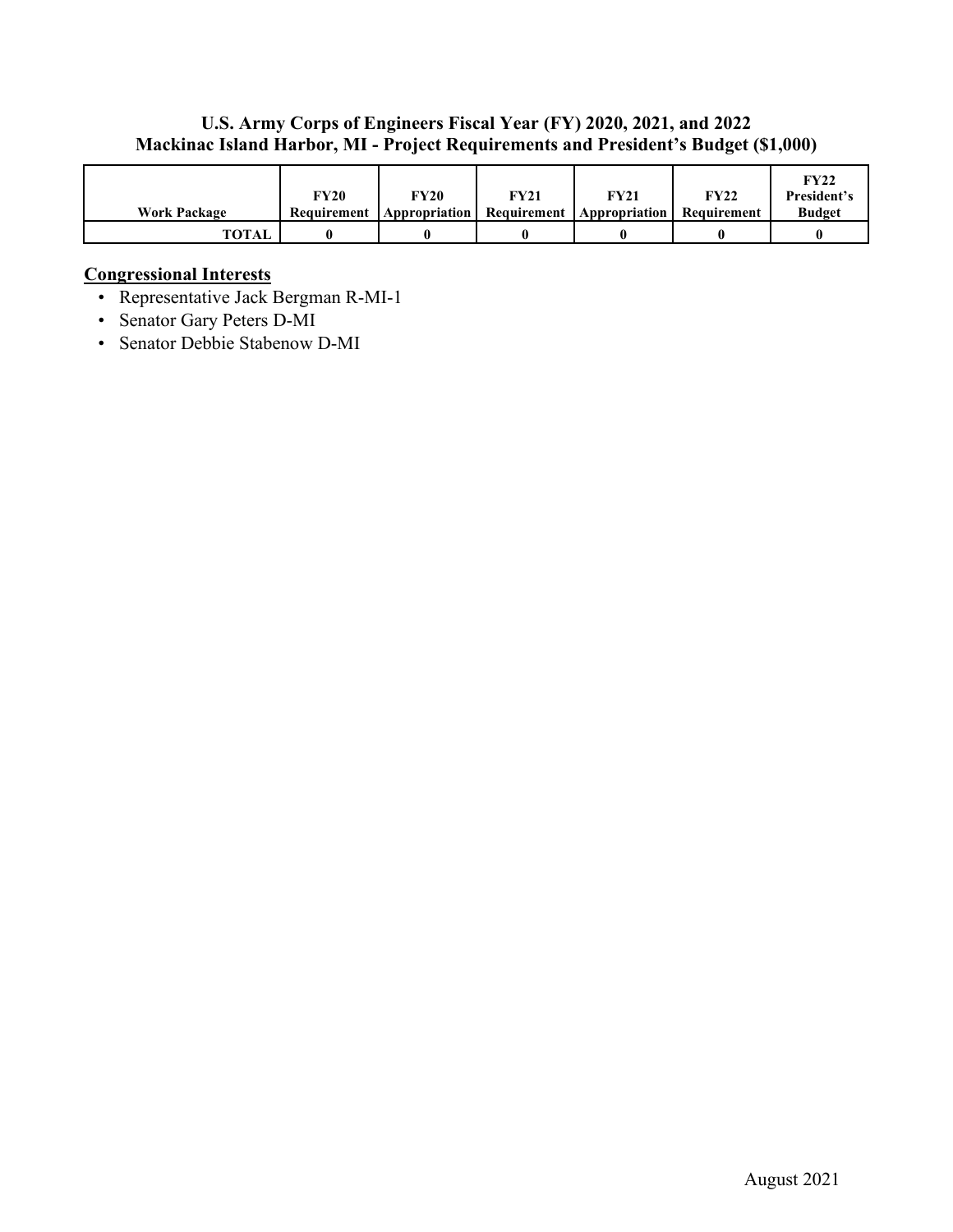**U.S. Army Corps of Engineers Fiscal Year (FY) 2020, 2021, and 2022**
**Mackinac Island Harbor, MI - Project Requirements and President's Budget ($1,000)**

| Work Package | FY20 Requirement | FY20 Appropriation | FY21 Requirement | FY21 Appropriation | FY22 Requirement | FY22 President's Budget |
|---|---|---|---|---|---|---|
| **TOTAL** | **0** | **0** | **0** | **0** | **0** | **0** |

## Congressional Interests

- Representative Jack Bergman R-MI-1
- Senator Gary Peters D-MI
- Senator Debbie Stabenow D-MI

August 2021